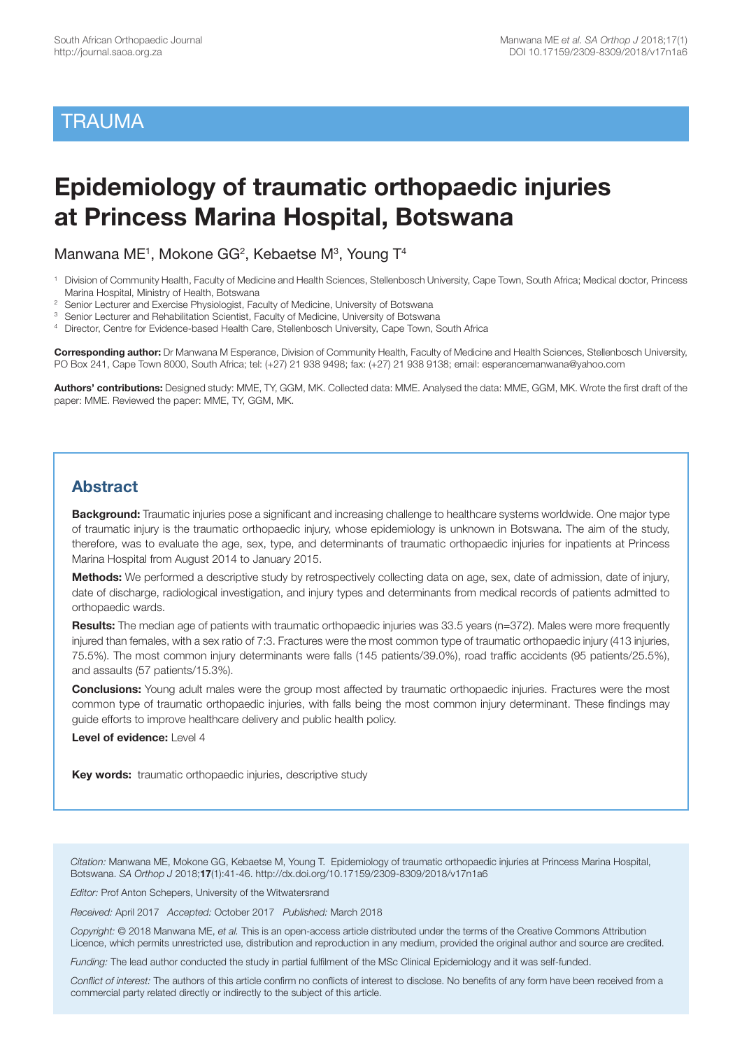# TRAUMA

# Epidemiology of traumatic orthopaedic injuries at Princess Marina Hospital, Botswana

Manwana ME[1], Mokone GG[2], Kebaetse M[3], Young T[4]

[1] Division of Community Health, Faculty of Medicine and Health Sciences, Stellenbosch University, Cape Town, South Africa; Medical doctor, Princess Marina Hospital, Ministry of Health, Botswana
[2] Senior Lecturer and Exercise Physiologist, Faculty of Medicine, University of Botswana
[3] Senior Lecturer and Rehabilitation Scientist, Faculty of Medicine, University of Botswana
[4] Director, Centre for Evidence-based Health Care, Stellenbosch University, Cape Town, South Africa

**Corresponding author:** Dr Manwana M Esperance, Division of Community Health, Faculty of Medicine and Health Sciences, Stellenbosch University, PO Box 241, Cape Town 8000, South Africa; tel: (+27) 21 938 9498; fax: (+27) 21 938 9138; email: esperancemanwana@yahoo.com

**Authors' contributions:** Designed study: MME, TY, GGM, MK. Collected data: MME. Analysed the data: MME, GGM, MK. Wrote the first draft of the paper: MME. Reviewed the paper: MME, TY, GGM, MK.

## Abstract

**Background:** Traumatic injuries pose a significant and increasing challenge to healthcare systems worldwide. One major type of traumatic injury is the traumatic orthopaedic injury, whose epidemiology is unknown in Botswana. The aim of the study, therefore, was to evaluate the age, sex, type, and determinants of traumatic orthopaedic injuries for inpatients at Princess Marina Hospital from August 2014 to January 2015.

**Methods:** We performed a descriptive study by retrospectively collecting data on age, sex, date of admission, date of injury, date of discharge, radiological investigation, and injury types and determinants from medical records of patients admitted to orthopaedic wards.

**Results:** The median age of patients with traumatic orthopaedic injuries was 33.5 years (n=372). Males were more frequently injured than females, with a sex ratio of 7:3. Fractures were the most common type of traumatic orthopaedic injury (413 injuries, 75.5%). The most common injury determinants were falls (145 patients/39.0%), road traffic accidents (95 patients/25.5%), and assaults (57 patients/15.3%).

**Conclusions:** Young adult males were the group most affected by traumatic orthopaedic injuries. Fractures were the most common type of traumatic orthopaedic injuries, with falls being the most common injury determinant. These findings may guide efforts to improve healthcare delivery and public health policy.

**Level of evidence:** Level 4

**Key words:** traumatic orthopaedic injuries, descriptive study

*Citation:* Manwana ME, Mokone GG, Kebaetse M, Young T. Epidemiology of traumatic orthopaedic injuries at Princess Marina Hospital, Botswana. *SA Orthop J* 2018;**17**(1):41-46. http://dx.doi.org/10.17159/2309-8309/2018/v17n1a6

*Editor:* Prof Anton Schepers, University of the Witwatersrand

*Received:* April 2017 *Accepted:* October 2017 *Published:* March 2018

*Copyright:* © 2018 Manwana ME, *et al.* This is an open-access article distributed under the terms of the Creative Commons Attribution Licence, which permits unrestricted use, distribution and reproduction in any medium, provided the original author and source are credited.

*Funding:* The lead author conducted the study in partial fulfilment of the MSc Clinical Epidemiology and it was self-funded.

*Conflict of interest:* The authors of this article confirm no conflicts of interest to disclose. No benefits of any form have been received from a commercial party related directly or indirectly to the subject of this article.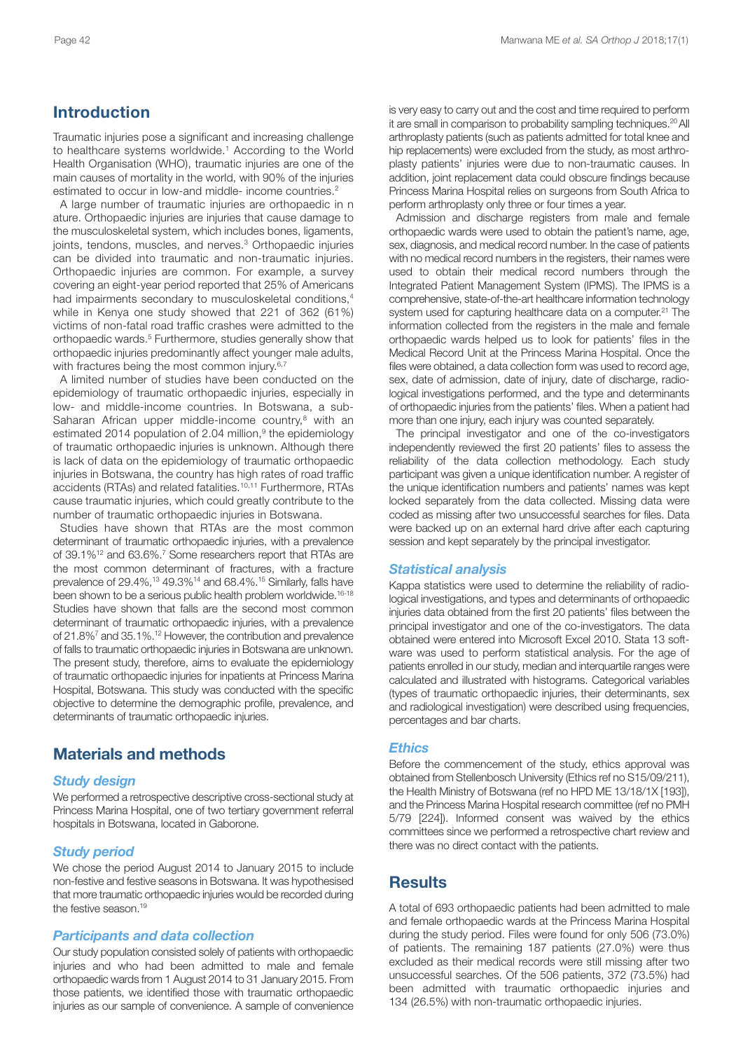## Introduction

Traumatic injuries pose a significant and increasing challenge to healthcare systems worldwide.[1] According to the World Health Organisation (WHO), traumatic injuries are one of the main causes of mortality in the world, with 90% of the injuries estimated to occur in low-and middle- income countries.[2]

A large number of traumatic injuries are orthopaedic in n ature. Orthopaedic injuries are injuries that cause damage to the musculoskeletal system, which includes bones, ligaments, joints, tendons, muscles, and nerves.[3] Orthopaedic injuries can be divided into traumatic and non-traumatic injuries. Orthopaedic injuries are common. For example, a survey covering an eight-year period reported that 25% of Americans had impairments secondary to musculoskeletal conditions,[4] while in Kenya one study showed that 221 of 362 (61%) victims of non-fatal road traffic crashes were admitted to the orthopaedic wards.[5] Furthermore, studies generally show that orthopaedic injuries predominantly affect younger male adults, with fractures being the most common injury.[6,7]

A limited number of studies have been conducted on the epidemiology of traumatic orthopaedic injuries, especially in low- and middle-income countries. In Botswana, a sub-Saharan African upper middle-income country,[8] with an estimated 2014 population of 2.04 million,[9] the epidemiology of traumatic orthopaedic injuries is unknown. Although there is lack of data on the epidemiology of traumatic orthopaedic injuries in Botswana, the country has high rates of road traffic accidents (RTAs) and related fatalities.[10,11] Furthermore, RTAs cause traumatic injuries, which could greatly contribute to the number of traumatic orthopaedic injuries in Botswana.

Studies have shown that RTAs are the most common determinant of traumatic orthopaedic injuries, with a prevalence of 39.1%[12] and 63.6%.[7] Some researchers report that RTAs are the most common determinant of fractures, with a fracture prevalence of 29.4%,[13] 49.3%[14] and 68.4%.[15] Similarly, falls have been shown to be a serious public health problem worldwide.[16-18] Studies have shown that falls are the second most common determinant of traumatic orthopaedic injuries, with a prevalence of 21.8%[7] and 35.1%.[12] However, the contribution and prevalence of falls to traumatic orthopaedic injuries in Botswana are unknown. The present study, therefore, aims to evaluate the epidemiology of traumatic orthopaedic injuries for inpatients at Princess Marina Hospital, Botswana. This study was conducted with the specific objective to determine the demographic profile, prevalence, and determinants of traumatic orthopaedic injuries.

## Materials and methods

### *Study design*

We performed a retrospective descriptive cross-sectional study at Princess Marina Hospital, one of two tertiary government referral hospitals in Botswana, located in Gaborone.

### *Study period*

We chose the period August 2014 to January 2015 to include non-festive and festive seasons in Botswana. It was hypothesised that more traumatic orthopaedic injuries would be recorded during the festive season.[19]

### *Participants and data collection*

Our study population consisted solely of patients with orthopaedic injuries and who had been admitted to male and female orthopaedic wards from 1 August 2014 to 31 January 2015. From those patients, we identified those with traumatic orthopaedic injuries as our sample of convenience. A sample of convenience is very easy to carry out and the cost and time required to perform it are small in comparison to probability sampling techniques.[20] All arthroplasty patients (such as patients admitted for total knee and hip replacements) were excluded from the study, as most arthroplasty patients' injuries were due to non-traumatic causes. In addition, joint replacement data could obscure findings because Princess Marina Hospital relies on surgeons from South Africa to perform arthroplasty only three or four times a year.

Admission and discharge registers from male and female orthopaedic wards were used to obtain the patient's name, age, sex, diagnosis, and medical record number. In the case of patients with no medical record numbers in the registers, their names were used to obtain their medical record numbers through the Integrated Patient Management System (IPMS). The IPMS is a comprehensive, state-of-the-art healthcare information technology system used for capturing healthcare data on a computer.[21] The information collected from the registers in the male and female orthopaedic wards helped us to look for patients' files in the Medical Record Unit at the Princess Marina Hospital. Once the files were obtained, a data collection form was used to record age, sex, date of admission, date of injury, date of discharge, radiological investigations performed, and the type and determinants of orthopaedic injuries from the patients' files. When a patient had more than one injury, each injury was counted separately.

The principal investigator and one of the co-investigators independently reviewed the first 20 patients' files to assess the reliability of the data collection methodology. Each study participant was given a unique identification number. A register of the unique identification numbers and patients' names was kept locked separately from the data collected. Missing data were coded as missing after two unsuccessful searches for files. Data were backed up on an external hard drive after each capturing session and kept separately by the principal investigator.

### *Statistical analysis*

Kappa statistics were used to determine the reliability of radiological investigations, and types and determinants of orthopaedic injuries data obtained from the first 20 patients' files between the principal investigator and one of the co-investigators. The data obtained were entered into Microsoft Excel 2010. Stata 13 software was used to perform statistical analysis. For the age of patients enrolled in our study, median and interquartile ranges were calculated and illustrated with histograms. Categorical variables (types of traumatic orthopaedic injuries, their determinants, sex and radiological investigation) were described using frequencies, percentages and bar charts.

### *Ethics*

Before the commencement of the study, ethics approval was obtained from Stellenbosch University (Ethics ref no S15/09/211), the Health Ministry of Botswana (ref no HPD ME 13/18/1X [193]), and the Princess Marina Hospital research committee (ref no PMH 5/79 [224]). Informed consent was waived by the ethics committees since we performed a retrospective chart review and there was no direct contact with the patients.

## Results

A total of 693 orthopaedic patients had been admitted to male and female orthopaedic wards at the Princess Marina Hospital during the study period. Files were found for only 506 (73.0%) of patients. The remaining 187 patients (27.0%) were thus excluded as their medical records were still missing after two unsuccessful searches. Of the 506 patients, 372 (73.5%) had been admitted with traumatic orthopaedic injuries and 134 (26.5%) with non-traumatic orthopaedic injuries.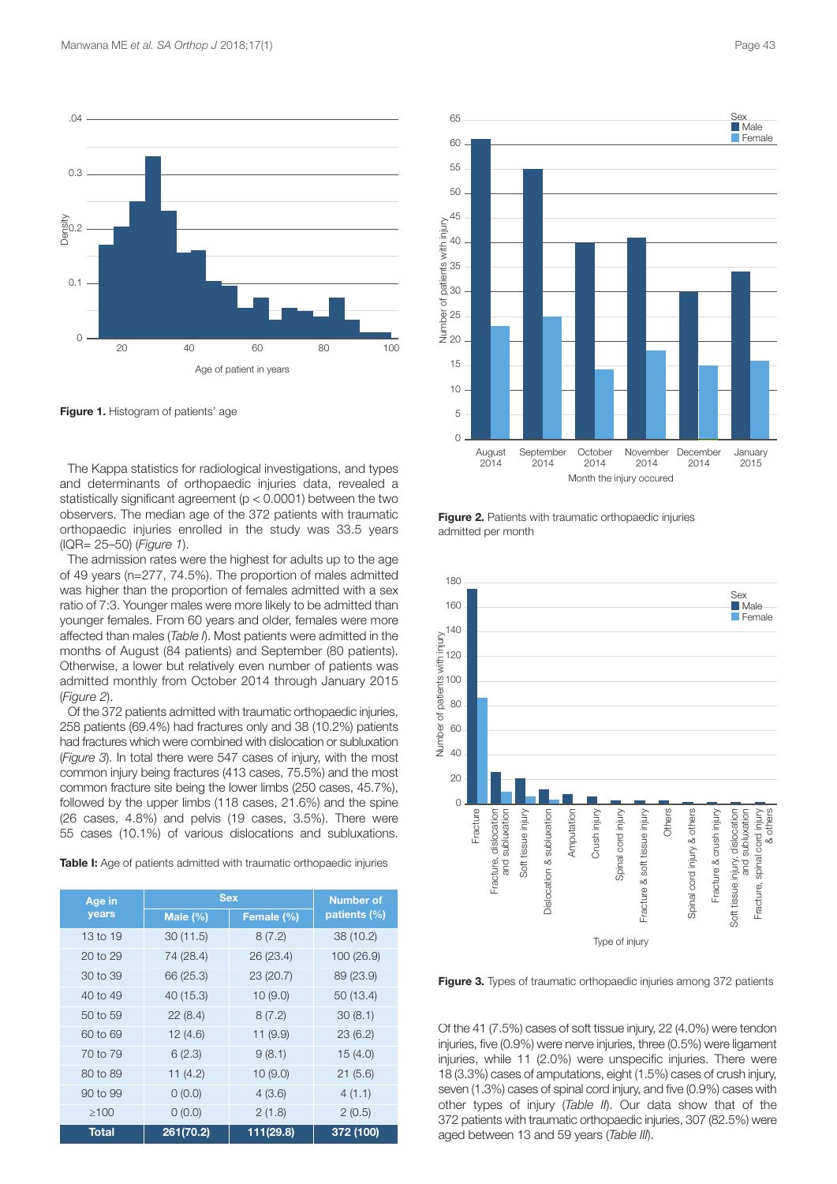Figure 1. Histogram of patients' age

The Kappa statistics for radiological investigations, and types and determinants of orthopaedic injuries data, revealed a statistically significant agreement ($p < 0.0001$) between the two observers. The median age of the 372 patients with traumatic orthopaedic injuries enrolled in the study was 33.5 years (IQR= 25–50) (*Figure 1*).

The admission rates were the highest for adults up to the age of 49 years (n=277, 74.5%). The proportion of males admitted was higher than the proportion of females admitted with a sex ratio of 7:3. Younger males were more likely to be admitted than younger females. From 60 years and older, females were more affected than males (*Table I*). Most patients were admitted in the months of August (84 patients) and September (80 patients). Otherwise, a lower but relatively even number of patients was admitted monthly from October 2014 through January 2015 (*Figure 2*).

Of the 372 patients admitted with traumatic orthopaedic injuries, 258 patients (69.4%) had fractures only and 38 (10.2%) patients had fractures which were combined with dislocation or subluxation (*Figure 3*). In total there were 547 cases of injury, with the most common injury being fractures (413 cases, 75.5%) and the most common fracture site being the lower limbs (250 cases, 45.7%), followed by the upper limbs (118 cases, 21.6%) and the spine (26 cases, 4.8%) and pelvis (19 cases, 3.5%). There were 55 cases (10.1%) of various dislocations and subluxations.

**Table I:** Age of patients admitted with traumatic orthopaedic injuries

| Age in years | Sex | | Number of patients (%) |
|---|---|---|---|
| | Male (%) | Female (%) | |
| 13 to 19 | 30 (11.5) | 8 (7.2) | 38 (10.2) |
| 20 to 29 | 74 (28.4) | 26 (23.4) | 100 (26.9) |
| 30 to 39 | 66 (25.3) | 23 (20.7) | 89 (23.9) |
| 40 to 49 | 40 (15.3) | 10 (9.0) | 50 (13.4) |
| 50 to 59 | 22 (8.4) | 8 (7.2) | 30 (8.1) |
| 60 to 69 | 12 (4.6) | 11 (9.9) | 23 (6.2) |
| 70 to 79 | 6 (2.3) | 9 (8.1) | 15 (4.0) |
| 80 to 89 | 11 (4.2) | 10 (9.0) | 21 (5.6) |
| 90 to 99 | 0 (0.0) | 4 (3.6) | 4 (1.1) |
| ≥100 | 0 (0.0) | 2 (1.8) | 2 (0.5) |
| **Total** | **261(70.2)** | **111(29.8)** | **372 (100)** |

**Figure 2.** Patients with traumatic orthopaedic injuries admitted per month

**Figure 3.** Types of traumatic orthopaedic injuries among 372 patients

Of the 41 (7.5%) cases of soft tissue injury, 22 (4.0%) were tendon injuries, five (0.9%) were nerve injuries, three (0.5%) were ligament injuries, while 11 (2.0%) were unspecific injuries. There were 18 (3.3%) cases of amputations, eight (1.5%) cases of crush injury, seven (1.3%) cases of spinal cord injury, and five (0.9%) cases with other types of injury (*Table II*). Our data show that of the 372 patients with traumatic orthopaedic injuries, 307 (82.5%) were aged between 13 and 59 years (*Table III*).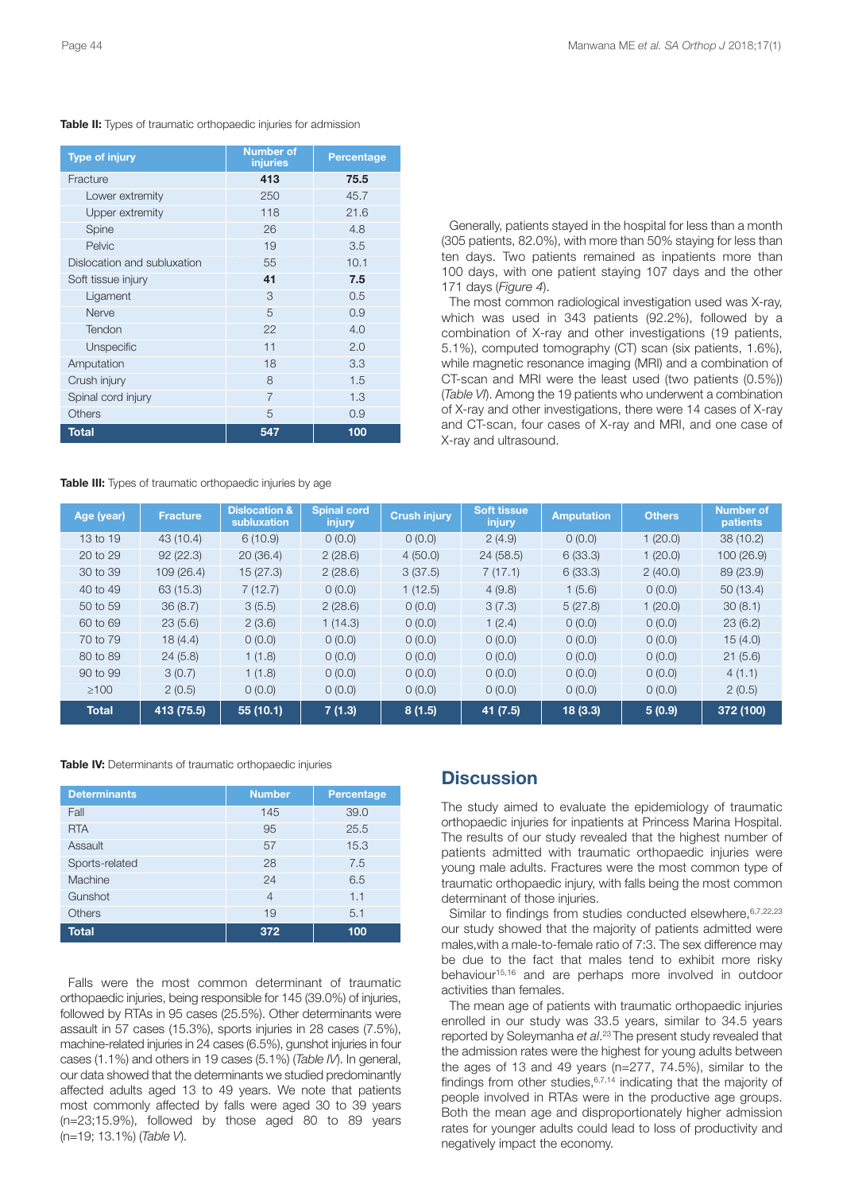**Table II:** Types of traumatic orthopaedic injuries for admission

| Type of injury | Number of injuries | Percentage |
|---|---|---|
| Fracture | **413** | **75.5** |
| Lower extremity | 250 | 45.7 |
| Upper extremity | 118 | 21.6 |
| Spine | 26 | 4.8 |
| Pelvic | 19 | 3.5 |
| Dislocation and subluxation | 55 | 10.1 |
| Soft tissue injury | **41** | **7.5** |
| Ligament | 3 | 0.5 |
| Nerve | 5 | 0.9 |
| Tendon | 22 | 4.0 |
| Unspecific | 11 | 2.0 |
| Amputation | 18 | 3.3 |
| Crush injury | 8 | 1.5 |
| Spinal cord injury | 7 | 1.3 |
| Others | 5 | 0.9 |
| **Total** | **547** | **100** |

Generally, patients stayed in the hospital for less than a month (305 patients, 82.0%), with more than 50% staying for less than ten days. Two patients remained as inpatients more than 100 days, with one patient staying 107 days and the other 171 days (*Figure 4*).

The most common radiological investigation used was X-ray, which was used in 343 patients (92.2%), followed by a combination of X-ray and other investigations (19 patients, 5.1%), computed tomography (CT) scan (six patients, 1.6%), while magnetic resonance imaging (MRI) and a combination of CT-scan and MRI were the least used (two patients (0.5%)) (*Table VI*). Among the 19 patients who underwent a combination of X-ray and other investigations, there were 14 cases of X-ray and CT-scan, four cases of X-ray and MRI, and one case of X-ray and ultrasound.

**Table III:** Types of traumatic orthopaedic injuries by age

| Age (year) | Fracture | Dislocation & subluxation | Spinal cord injury | Crush injury | Soft tissue injury | Amputation | Others | Number of patients |
|---|---|---|---|---|---|---|---|---|
| 13 to 19 | 43 (10.4) | 6 (10.9) | 0 (0.0) | 0 (0.0) | 2 (4.9) | 0 (0.0) | 1 (20.0) | 38 (10.2) |
| 20 to 29 | 92 (22.3) | 20 (36.4) | 2 (28.6) | 4 (50.0) | 24 (58.5) | 6 (33.3) | 1 (20.0) | 100 (26.9) |
| 30 to 39 | 109 (26.4) | 15 (27.3) | 2 (28.6) | 3 (37.5) | 7 (17.1) | 6 (33.3) | 2 (40.0) | 89 (23.9) |
| 40 to 49 | 63 (15.3) | 7 (12.7) | 0 (0.0) | 1 (12.5) | 4 (9.8) | 1 (5.6) | 0 (0.0) | 50 (13.4) |
| 50 to 59 | 36 (8.7) | 3 (5.5) | 2 (28.6) | 0 (0.0) | 3 (7.3) | 5 (27.8) | 1 (20.0) | 30 (8.1) |
| 60 to 69 | 23 (5.6) | 2 (3.6) | 1 (14.3) | 0 (0.0) | 1 (2.4) | 0 (0.0) | 0 (0.0) | 23 (6.2) |
| 70 to 79 | 18 (4.4) | 0 (0.0) | 0 (0.0) | 0 (0.0) | 0 (0.0) | 0 (0.0) | 0 (0.0) | 15 (4.0) |
| 80 to 89 | 24 (5.8) | 1 (1.8) | 0 (0.0) | 0 (0.0) | 0 (0.0) | 0 (0.0) | 0 (0.0) | 21 (5.6) |
| 90 to 99 | 3 (0.7) | 1 (1.8) | 0 (0.0) | 0 (0.0) | 0 (0.0) | 0 (0.0) | 0 (0.0) | 4 (1.1) |
| ≥100 | 2 (0.5) | 0 (0.0) | 0 (0.0) | 0 (0.0) | 0 (0.0) | 0 (0.0) | 0 (0.0) | 2 (0.5) |
| **Total** | **413 (75.5)** | **55 (10.1)** | **7 (1.3)** | **8 (1.5)** | **41 (7.5)** | **18 (3.3)** | **5 (0.9)** | **372 (100)** |

**Table IV:** Determinants of traumatic orthopaedic injuries

| Determinants | Number | Percentage |
|---|---|---|
| Fall | 145 | 39.0 |
| RTA | 95 | 25.5 |
| Assault | 57 | 15.3 |
| Sports-related | 28 | 7.5 |
| Machine | 24 | 6.5 |
| Gunshot | 4 | 1.1 |
| Others | 19 | 5.1 |
| **Total** | **372** | **100** |

Falls were the most common determinant of traumatic orthopaedic injuries, being responsible for 145 (39.0%) of injuries, followed by RTAs in 95 cases (25.5%). Other determinants were assault in 57 cases (15.3%), sports injuries in 28 cases (7.5%), machine-related injuries in 24 cases (6.5%), gunshot injuries in four cases (1.1%) and others in 19 cases (5.1%) (*Table IV*). In general, our data showed that the determinants we studied predominantly affected adults aged 13 to 49 years. We note that patients most commonly affected by falls were aged 30 to 39 years (n=23;15.9%), followed by those aged 80 to 89 years (n=19; 13.1%) (*Table V*).

## Discussion

The study aimed to evaluate the epidemiology of traumatic orthopaedic injuries for inpatients at Princess Marina Hospital. The results of our study revealed that the highest number of patients admitted with traumatic orthopaedic injuries were young male adults. Fractures were the most common type of traumatic orthopaedic injury, with falls being the most common determinant of those injuries.

Similar to findings from studies conducted elsewhere,[6,7,22,23] our study showed that the majority of patients admitted were males,with a male-to-female ratio of 7:3. The sex difference may be due to the fact that males tend to exhibit more risky behaviour[15,16] and are perhaps more involved in outdoor activities than females.

The mean age of patients with traumatic orthopaedic injuries enrolled in our study was 33.5 years, similar to 34.5 years reported by Soleymanha *et al*.[23] The present study revealed that the admission rates were the highest for young adults between the ages of 13 and 49 years (n=277, 74.5%), similar to the findings from other studies,[6,7,14] indicating that the majority of people involved in RTAs were in the productive age groups. Both the mean age and disproportionately higher admission rates for younger adults could lead to loss of productivity and negatively impact the economy.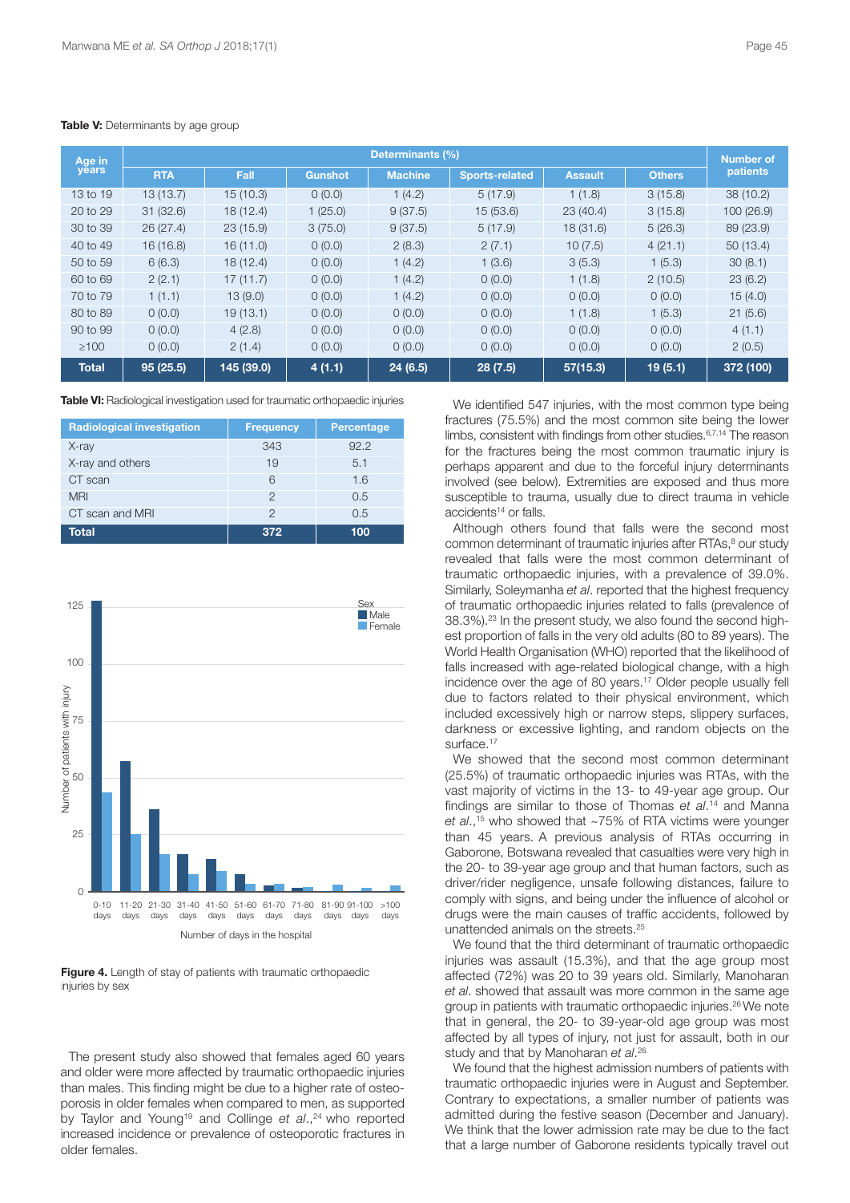**Table V:** Determinants by age group

| Age in years | Determinants (%) | | | | | | | Number of patients |
|---|---|---|---|---|---|---|---|---|
| | RTA | Fall | Gunshot | Machine | Sports-related | Assault | Others | |
| 13 to 19 | 13 (13.7) | 15 (10.3) | 0 (0.0) | 1 (4.2) | 5 (17.9) | 1 (1.8) | 3 (15.8) | 38 (10.2) |
| 20 to 29 | 31 (32.6) | 18 (12.4) | 1 (25.0) | 9 (37.5) | 15 (53.6) | 23 (40.4) | 3 (15.8) | 100 (26.9) |
| 30 to 39 | 26 (27.4) | 23 (15.9) | 3 (75.0) | 9 (37.5) | 5 (17.9) | 18 (31.6) | 5 (26.3) | 89 (23.9) |
| 40 to 49 | 16 (16.8) | 16 (11.0) | 0 (0.0) | 2 (8.3) | 2 (7.1) | 10 (7.5) | 4 (21.1) | 50 (13.4) |
| 50 to 59 | 6 (6.3) | 18 (12.4) | 0 (0.0) | 1 (4.2) | 1 (3.6) | 3 (5.3) | 1 (5.3) | 30 (8.1) |
| 60 to 69 | 2 (2.1) | 17 (11.7) | 0 (0.0) | 1 (4.2) | 0 (0.0) | 1 (1.8) | 2 (10.5) | 23 (6.2) |
| 70 to 79 | 1 (1.1) | 13 (9.0) | 0 (0.0) | 1 (4.2) | 0 (0.0) | 0 (0.0) | 0 (0.0) | 15 (4.0) |
| 80 to 89 | 0 (0.0) | 19 (13.1) | 0 (0.0) | 0 (0.0) | 0 (0.0) | 1 (1.8) | 1 (5.3) | 21 (5.6) |
| 90 to 99 | 0 (0.0) | 4 (2.8) | 0 (0.0) | 0 (0.0) | 0 (0.0) | 0 (0.0) | 0 (0.0) | 4 (1.1) |
| ≥100 | 0 (0.0) | 2 (1.4) | 0 (0.0) | 0 (0.0) | 0 (0.0) | 0 (0.0) | 0 (0.0) | 2 (0.5) |
| **Total** | **95 (25.5)** | **145 (39.0)** | **4 (1.1)** | **24 (6.5)** | **28 (7.5)** | **57(15.3)** | **19 (5.1)** | **372 (100)** |

**Table VI:** Radiological investigation used for traumatic orthopaedic injuries

| Radiological investigation | Frequency | Percentage |
|---|---|---|
| X-ray | 343 | 92.2 |
| X-ray and others | 19 | 5.1 |
| CT scan | 6 | 1.6 |
| MRI | 2 | 0.5 |
| CT scan and MRI | 2 | 0.5 |
| **Total** | **372** | **100** |

**Figure 4.** Length of stay of patients with traumatic orthopaedic injuries by sex

The present study also showed that females aged 60 years and older were more affected by traumatic orthopaedic injuries than males. This finding might be due to a higher rate of osteoporosis in older females when compared to men, as supported by Taylor and Young[19] and Collinge *et al*.,[24] who reported increased incidence or prevalence of osteoporotic fractures in older females.

We identified 547 injuries, with the most common type being fractures (75.5%) and the most common site being the lower limbs, consistent with findings from other studies.[6,7,14] The reason for the fractures being the most common traumatic injury is perhaps apparent and due to the forceful injury determinants involved (see below). Extremities are exposed and thus more susceptible to trauma, usually due to direct trauma in vehicle accidents[14] or falls.

Although others found that falls were the second most common determinant of traumatic injuries after RTAs,[8] our study revealed that falls were the most common determinant of traumatic orthopaedic injuries, with a prevalence of 39.0%. Similarly, Soleymanha *et al*. reported that the highest frequency of traumatic orthopaedic injuries related to falls (prevalence of 38.3%).[23] In the present study, we also found the second highest proportion of falls in the very old adults (80 to 89 years). The World Health Organisation (WHO) reported that the likelihood of falls increased with age-related biological change, with a high incidence over the age of 80 years.[17] Older people usually fell due to factors related to their physical environment, which included excessively high or narrow steps, slippery surfaces, darkness or excessive lighting, and random objects on the surface.[17]

We showed that the second most common determinant (25.5%) of traumatic orthopaedic injuries was RTAs, with the vast majority of victims in the 13- to 49-year age group. Our findings are similar to those of Thomas *et al*.[14] and Manna *et al*.,[15] who showed that ~75% of RTA victims were younger than 45 years. A previous analysis of RTAs occurring in Gaborone, Botswana revealed that casualties were very high in the 20- to 39-year age group and that human factors, such as driver/rider negligence, unsafe following distances, failure to comply with signs, and being under the influence of alcohol or drugs were the main causes of traffic accidents, followed by unattended animals on the streets.[25]

We found that the third determinant of traumatic orthopaedic injuries was assault (15.3%), and that the age group most affected (72%) was 20 to 39 years old. Similarly, Manoharan *et al*. showed that assault was more common in the same age group in patients with traumatic orthopaedic injuries.[26] We note that in general, the 20- to 39-year-old age group was most affected by all types of injury, not just for assault, both in our study and that by Manoharan *et al*.[26]

We found that the highest admission numbers of patients with traumatic orthopaedic injuries were in August and September. Contrary to expectations, a smaller number of patients was admitted during the festive season (December and January). We think that the lower admission rate may be due to the fact that a large number of Gaborone residents typically travel out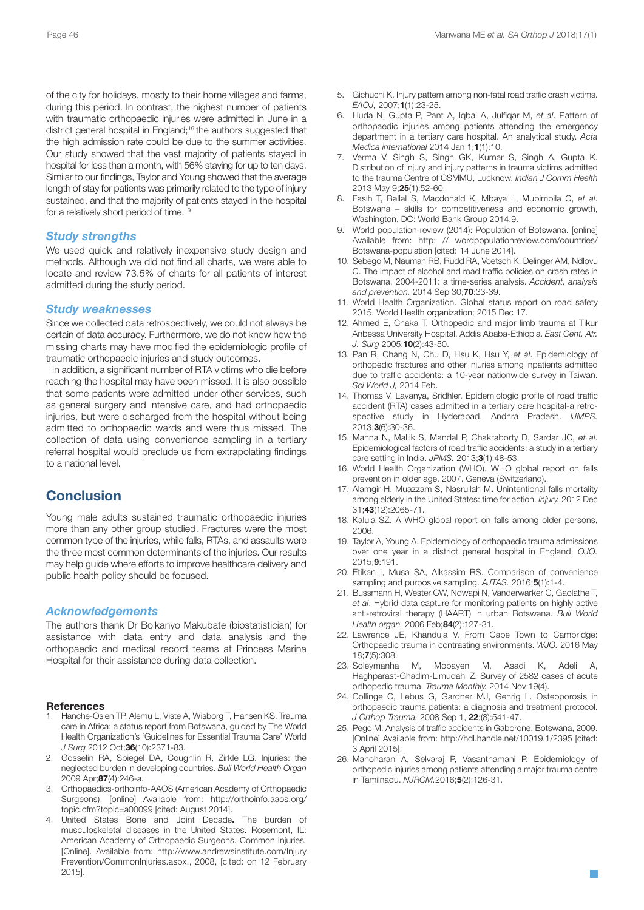of the city for holidays, mostly to their home villages and farms, during this period. In contrast, the highest number of patients with traumatic orthopaedic injuries were admitted in June in a district general hospital in England;[19] the authors suggested that the high admission rate could be due to the summer activities. Our study showed that the vast majority of patients stayed in hospital for less than a month, with 56% staying for up to ten days. Similar to our findings, Taylor and Young showed that the average length of stay for patients was primarily related to the type of injury sustained, and that the majority of patients stayed in the hospital for a relatively short period of time.[19]

### *Study strengths*

We used quick and relatively inexpensive study design and methods. Although we did not find all charts, we were able to locate and review 73.5% of charts for all patients of interest admitted during the study period.

### *Study weaknesses*

Since we collected data retrospectively, we could not always be certain of data accuracy. Furthermore, we do not know how the missing charts may have modified the epidemiologic profile of traumatic orthopaedic injuries and study outcomes.

In addition, a significant number of RTA victims who die before reaching the hospital may have been missed. It is also possible that some patients were admitted under other services, such as general surgery and intensive care, and had orthopaedic injuries, but were discharged from the hospital without being admitted to orthopaedic wards and were thus missed. The collection of data using convenience sampling in a tertiary referral hospital would preclude us from extrapolating findings to a national level.

## Conclusion

Young male adults sustained traumatic orthopaedic injuries more than any other group studied. Fractures were the most common type of the injuries, while falls, RTAs, and assaults were the three most common determinants of the injuries. Our results may help guide where efforts to improve healthcare delivery and public health policy should be focused.

### *Acknowledgements*

The authors thank Dr Boikanyo Makubate (biostatistician) for assistance with data entry and data analysis and the orthopaedic and medical record teams at Princess Marina Hospital for their assistance during data collection.

### References

1. Hanche-Oslen TP, Alemu L, Viste A, Wisborg T, Hansen KS. Trauma care in Africa: a status report from Botswana, guided by The World Health Organization's 'Guidelines for Essential Trauma Care' World *J Surg* 2012 Oct;**36**(10):2371-83.
2. Gosselin RA, Spiegel DA, Coughlin R, Zirkle LG. Injuries: the neglected burden in developing countries. *Bull World Health Organ* 2009 Apr;**87**(4):246-a.
3. Orthopaedics-orthoinfo-AAOS (American Academy of Orthopaedic Surgeons). [online] Available from: http://orthoinfo.aaos.org/topic.cfm?topic=a00099 [cited: August 2014].
4. United States Bone and Joint Decade**.** The burden of musculoskeletal diseases in the United States. Rosemont, IL: American Academy of Orthopaedic Surgeons. Common Injuries. [Online]. Available from: http://www.andrewsinstitute.com/Injury Prevention/CommonInjuries.aspx., 2008, [cited: on 12 February 2015].
5. Gichuchi K. Injury pattern among non-fatal road traffic crash victims. *EAOJ,* 2007;**1**(1):23-25.
6. Huda N, Gupta P, Pant A, Iqbal A, Julfiqar M, *et al*. Pattern of orthopaedic injuries among patients attending the emergency department in a tertiary care hospital. An analytical study. *Acta Medica international* 2014 Jan 1;**1**(1):10.
7. Verma V, Singh S, Singh GK, Kumar S, Singh A, Gupta K. Distribution of injury and injury patterns in trauma victims admitted to the trauma Centre of CSMMU, Lucknow. *Indian J Comm Health* 2013 May 9;**25**(1):52-60.
8. Fasih T, Ballal S, Macdonald K, Mbaya L, Mupimpila C, *et al*. Botswana – skills for competitiveness and economic growth, Washington, DC: World Bank Group 2014.9.
9. World population review (2014): Population of Botswana. [online] Available from: http: // wordpopulationreview.com/countries/Botswana-population [cited: 14 June 2014].
10. Sebego M, Nauman RB, Rudd RA, Voetsch K, Delinger AM, Ndlovu C. The impact of alcohol and road traffic policies on crash rates in Botswana, 2004-2011: a time-series analysis. *Accident, analysis and prevention.* 2014 Sep 30;**70**:33-39.
11. World Health Organization. Global status report on road safety 2015. World Health organization; 2015 Dec 17.
12. Ahmed E, Chaka T. Orthopedic and major limb trauma at Tikur Anbessa University Hospital, Addis Ababa-Ethiopia. *East Cent. Afr. J. Surg* 2005;**10**(2):43-50.
13. Pan R, Chang N, Chu D, Hsu K, Hsu Y, *et al*. Epidemiology of orthopedic fractures and other injuries among inpatients admitted due to traffic accidents: a 10-year nationwide survey in Taiwan. *Sci World J,* 2014 Feb.
14. Thomas V, Lavanya, Sridhler. Epidemiologic profile of road traffic accident (RTA) cases admitted in a tertiary care hospital-a retrospective study in Hyderabad, Andhra Pradesh. *IJMPS.* 2013;**3**(6):30-36.
15. Manna N, Mallik S, Mandal P, Chakraborty D, Sardar JC, *et al*. Epidemiological factors of road traffic accidents: a study in a tertiary care setting in India. *JPMS.* 2013;**3**(1):48-53.
16. World Health Organization (WHO). WHO global report on falls prevention in older age. 2007. Geneva (Switzerland).
17. Alamgir H, Muazzam S, Nasrullah M**.** Unintentional falls mortality among elderly in the United States: time for action. *Injury.* 2012 Dec 31;**43**(12):2065-71.
18. Kalula SZ. A WHO global report on falls among older persons, 2006.
19. Taylor A, Young A. Epidemiology of orthopaedic trauma admissions over one year in a district general hospital in England. *OJO.* 2015;**9**:191.
20. Etikan I, Musa SA, Alkassim RS. Comparison of convenience sampling and purposive sampling. *AJTAS.* 2016;**5**(1):1-4.
21. Bussmann H, Wester CW, Ndwapi N, Vanderwarker C, Gaolathe T, *et al*. Hybrid data capture for monitoring patients on highly active anti-retroviral therapy (HAART) in urban Botswana. *Bull World Health organ.* 2006 Feb;**84**(2):127-31.
22. Lawrence JE, Khanduja V. From Cape Town to Cambridge: Orthopaedic trauma in contrasting environments. *WJO.* 2016 May 18;**7**(5):308.
23. Soleymanha M, Mobayen M, Asadi K, Adeli A, Haghparast-Ghadim-Limudahi Z. Survey of 2582 cases of acute orthopedic trauma. *Trauma Monthly.* 2014 Nov;19(4).
24. Collinge C, Lebus G, Gardner MJ, Gehrig L. Osteoporosis in orthopaedic trauma patients: a diagnosis and treatment protocol. *J Orthop Trauma.* 2008 Sep 1, **22**;(8):541-47.
25. Pego M. Analysis of traffic accidents in Gaborone, Botswana, 2009. [Online] Available from: http://hdl.handle.net/10019.1/2395 [cited: 3 April 2015].
26. Manoharan A, Selvaraj P, Vasanthamani P. Epidemiology of orthopedic injuries among patients attending a major trauma centre in Tamilnadu. *NJRCM.*2016;**5**(2):126-31.